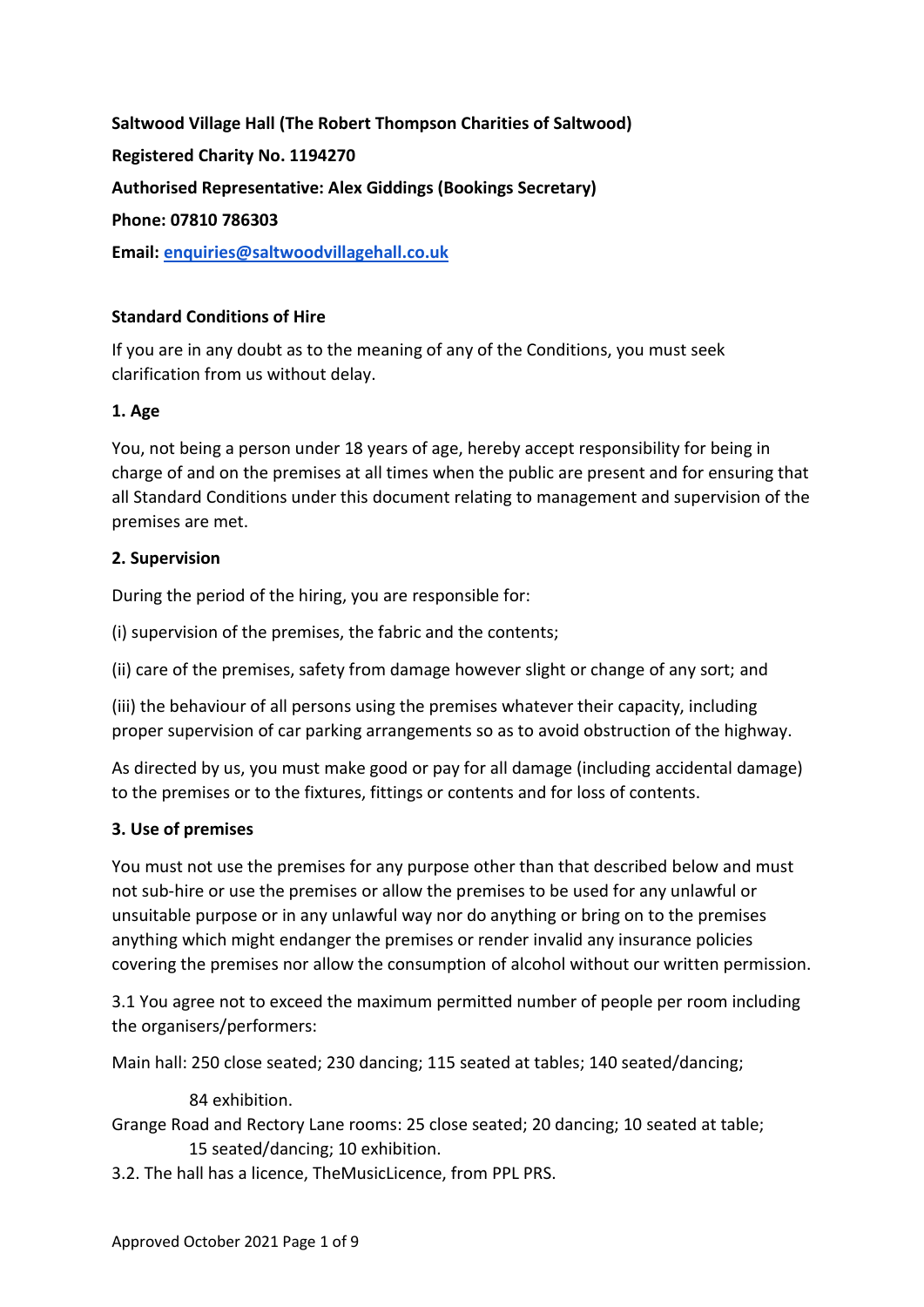**Saltwood Village Hall (The Robert Thompson Charities of Saltwood)**

**Registered Charity No. 1194270**

**Authorised Representative: Alex Giddings (Bookings Secretary)**

**Phone: 07810 786303**

**Email: enquiries@saltwoodvillagehall.co.uk**

## Standard Conditions of Hire

If you are in any doubt as to the meaning of any of the Conditions, you must seek clarification from us without delay.

### 1. Age

You, not being a person under 18 years of age, hereby accept responsibility for being in charge of and on the premises at all times when the public are present and for ensuring that all Standard Conditions under this document relating to management and supervision of the premises are met.

### 2. Supervision

During the period of the hiring, you are responsible for:

(i) supervision of the premises, the fabric and the contents;

(ii) care of the premises, safety from damage however slight or change of any sort; and

(iii) the behaviour of all persons using the premises whatever their capacity, including proper supervision of car parking arrangements so as to avoid obstruction of the highway.

As directed by us, you must make good or pay for all damage (including accidental damage) to the premises or to the fixtures, fittings or contents and for loss of contents.

### 3. Use of premises

You must not use the premises for any purpose other than that described below and must not sub-hire or use the premises or allow the premises to be used for any unlawful or unsuitable purpose or in any unlawful way nor do anything or bring on to the premises anything which might endanger the premises or render invalid any insurance policies covering the premises nor allow the consumption of alcohol without our written permission.

3.1 You agree not to exceed the maximum permitted number of people per room including the organisers/performers:

Main hall: 250 close seated; 230 dancing; 115 seated at tables; 140 seated/dancing; 84 exhibition.

Grange Road and Rectory Lane rooms: 25 close seated; 20 dancing; 10 seated at table; 15 seated/dancing; 10 exhibition.

3.2. The hall has a licence, TheMusicLicence, from PPL PRS.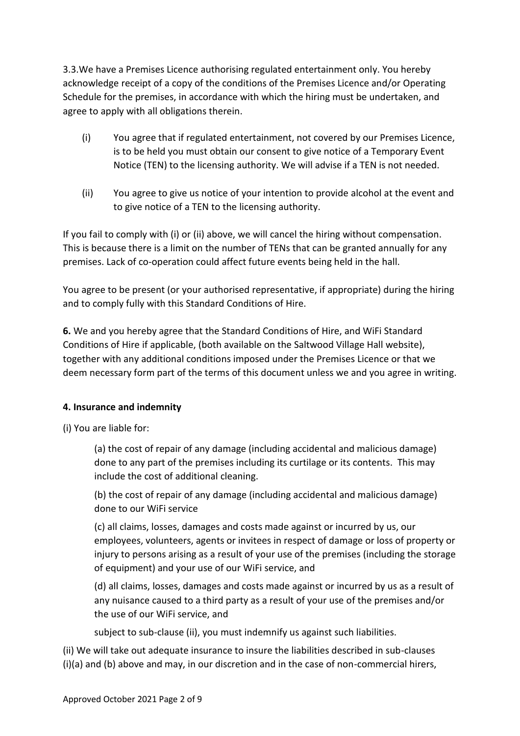3.3.We have a Premises Licence authorising regulated entertainment only. You hereby acknowledge receipt of a copy of the conditions of the Premises Licence and/or Operating Schedule for the premises, in accordance with which the hiring must be undertaken, and agree to apply with all obligations therein.

(i) You agree that if regulated entertainment, not covered by our Premises Licence, is to be held you must obtain our consent to give notice of a Temporary Event Notice (TEN) to the licensing authority. We will advise if a TEN is not needed.

(ii) You agree to give us notice of your intention to provide alcohol at the event and to give notice of a TEN to the licensing authority.

If you fail to comply with (i) or (ii) above, we will cancel the hiring without compensation. This is because there is a limit on the number of TENs that can be granted annually for any premises. Lack of co-operation could affect future events being held in the hall.

You agree to be present (or your authorised representative, if appropriate) during the hiring and to comply fully with this Standard Conditions of Hire.

**6.** We and you hereby agree that the Standard Conditions of Hire, and WiFi Standard Conditions of Hire if applicable, (both available on the Saltwood Village Hall website), together with any additional conditions imposed under the Premises Licence or that we deem necessary form part of the terms of this document unless we and you agree in writing.

**4. Insurance and indemnity**

(i) You are liable for:

(a) the cost of repair of any damage (including accidental and malicious damage) done to any part of the premises including its curtilage or its contents. This may include the cost of additional cleaning.

(b) the cost of repair of any damage (including accidental and malicious damage) done to our WiFi service

(c) all claims, losses, damages and costs made against or incurred by us, our employees, volunteers, agents or invitees in respect of damage or loss of property or injury to persons arising as a result of your use of the premises (including the storage of equipment) and your use of our WiFi service, and

(d) all claims, losses, damages and costs made against or incurred by us as a result of any nuisance caused to a third party as a result of your use of the premises and/or the use of our WiFi service, and

subject to sub-clause (ii), you must indemnify us against such liabilities.

(ii) We will take out adequate insurance to insure the liabilities described in sub-clauses (i)(a) and (b) above and may, in our discretion and in the case of non-commercial hirers,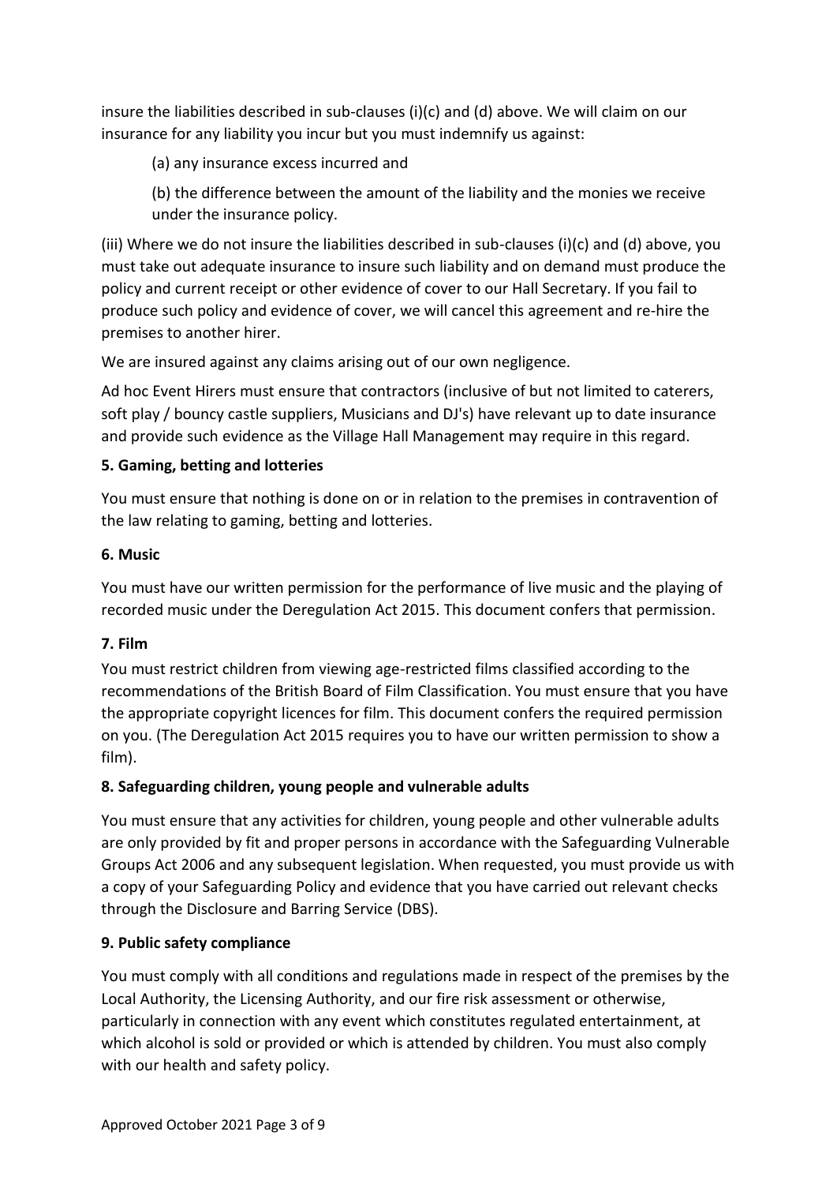insure the liabilities described in sub-clauses (i)(c) and (d) above. We will claim on our insurance for any liability you incur but you must indemnify us against:

(a) any insurance excess incurred and

(b) the difference between the amount of the liability and the monies we receive under the insurance policy.

(iii) Where we do not insure the liabilities described in sub-clauses (i)(c) and (d) above, you must take out adequate insurance to insure such liability and on demand must produce the policy and current receipt or other evidence of cover to our Hall Secretary. If you fail to produce such policy and evidence of cover, we will cancel this agreement and re-hire the premises to another hirer.

We are insured against any claims arising out of our own negligence.

Ad hoc Event Hirers must ensure that contractors (inclusive of but not limited to caterers, soft play / bouncy castle suppliers, Musicians and DJ's) have relevant up to date insurance and provide such evidence as the Village Hall Management may require in this regard.

**5. Gaming, betting and lotteries**

You must ensure that nothing is done on or in relation to the premises in contravention of the law relating to gaming, betting and lotteries.

**6. Music**

You must have our written permission for the performance of live music and the playing of recorded music under the Deregulation Act 2015. This document confers that permission.

**7. Film**

You must restrict children from viewing age-restricted films classified according to the recommendations of the British Board of Film Classification. You must ensure that you have the appropriate copyright licences for film. This document confers the required permission on you. (The Deregulation Act 2015 requires you to have our written permission to show a film).

**8. Safeguarding children, young people and vulnerable adults**

You must ensure that any activities for children, young people and other vulnerable adults are only provided by fit and proper persons in accordance with the Safeguarding Vulnerable Groups Act 2006 and any subsequent legislation. When requested, you must provide us with a copy of your Safeguarding Policy and evidence that you have carried out relevant checks through the Disclosure and Barring Service (DBS).

**9. Public safety compliance**

You must comply with all conditions and regulations made in respect of the premises by the Local Authority, the Licensing Authority, and our fire risk assessment or otherwise, particularly in connection with any event which constitutes regulated entertainment, at which alcohol is sold or provided or which is attended by children. You must also comply with our health and safety policy.

Approved October 2021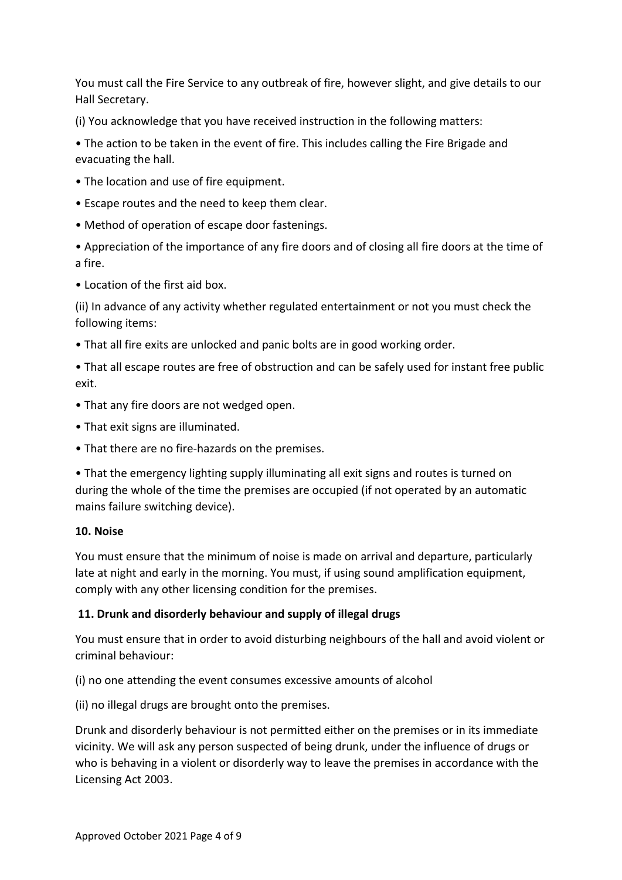You must call the Fire Service to any outbreak of fire, however slight, and give details to our Hall Secretary.

(i) You acknowledge that you have received instruction in the following matters:

- The action to be taken in the event of fire. This includes calling the Fire Brigade and evacuating the hall.
- The location and use of fire equipment.
- Escape routes and the need to keep them clear.
- Method of operation of escape door fastenings.
- Appreciation of the importance of any fire doors and of closing all fire doors at the time of a fire.
- Location of the first aid box.

(ii) In advance of any activity whether regulated entertainment or not you must check the following items:

- That all fire exits are unlocked and panic bolts are in good working order.
- That all escape routes are free of obstruction and can be safely used for instant free public exit.
- That any fire doors are not wedged open.
- That exit signs are illuminated.
- That there are no fire-hazards on the premises.
- That the emergency lighting supply illuminating all exit signs and routes is turned on during the whole of the time the premises are occupied (if not operated by an automatic mains failure switching device).

**10. Noise**

You must ensure that the minimum of noise is made on arrival and departure, particularly late at night and early in the morning. You must, if using sound amplification equipment, comply with any other licensing condition for the premises.

**11. Drunk and disorderly behaviour and supply of illegal drugs**

You must ensure that in order to avoid disturbing neighbours of the hall and avoid violent or criminal behaviour:

(i) no one attending the event consumes excessive amounts of alcohol

(ii) no illegal drugs are brought onto the premises.

Drunk and disorderly behaviour is not permitted either on the premises or in its immediate vicinity. We will ask any person suspected of being drunk, under the influence of drugs or who is behaving in a violent or disorderly way to leave the premises in accordance with the Licensing Act 2003.

Approved October 2021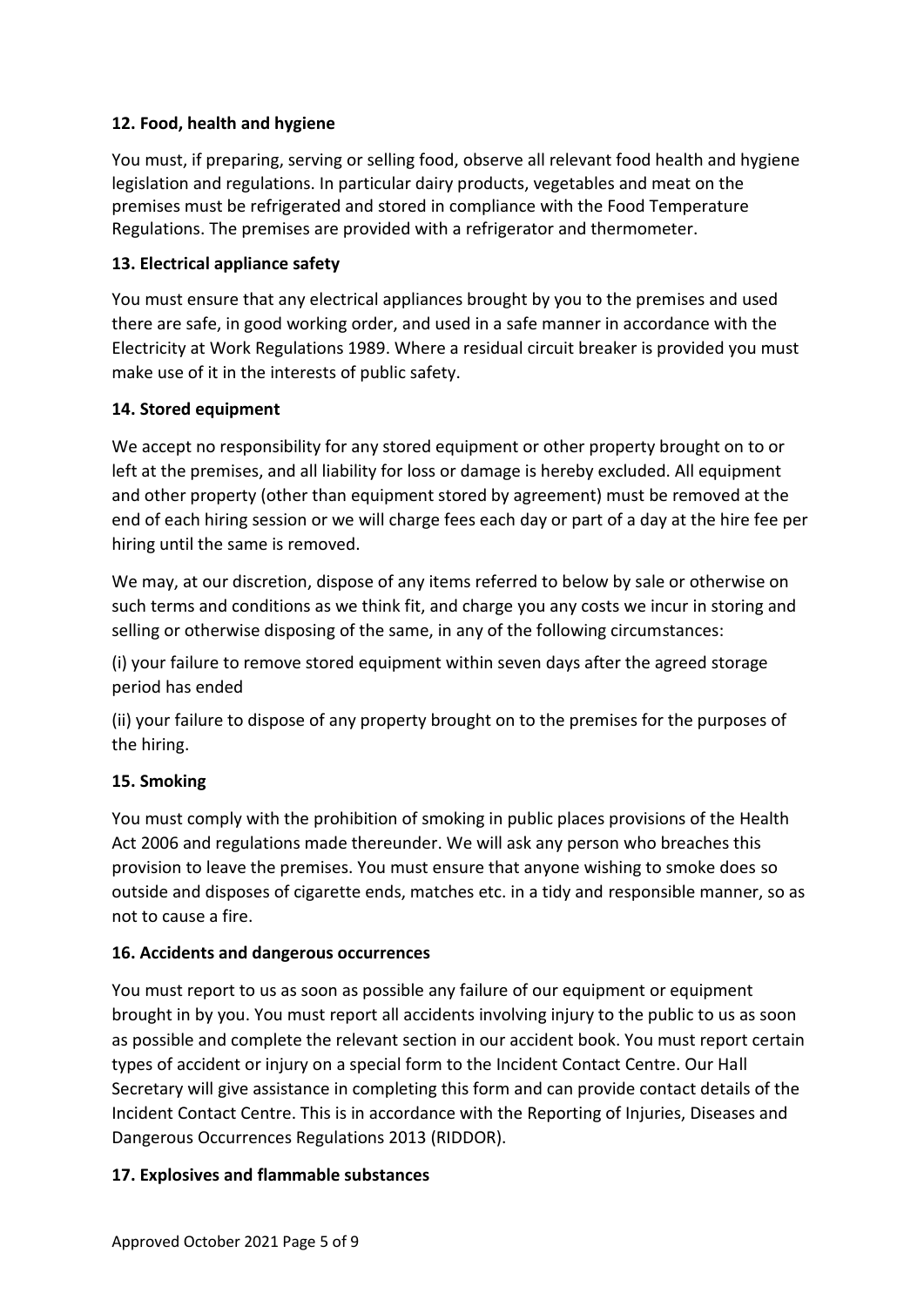**12. Food, health and hygiene**

You must, if preparing, serving or selling food, observe all relevant food health and hygiene legislation and regulations. In particular dairy products, vegetables and meat on the premises must be refrigerated and stored in compliance with the Food Temperature Regulations. The premises are provided with a refrigerator and thermometer.

**13. Electrical appliance safety**

You must ensure that any electrical appliances brought by you to the premises and used there are safe, in good working order, and used in a safe manner in accordance with the Electricity at Work Regulations 1989. Where a residual circuit breaker is provided you must make use of it in the interests of public safety.

**14. Stored equipment**

We accept no responsibility for any stored equipment or other property brought on to or left at the premises, and all liability for loss or damage is hereby excluded. All equipment and other property (other than equipment stored by agreement) must be removed at the end of each hiring session or we will charge fees each day or part of a day at the hire fee per hiring until the same is removed.

We may, at our discretion, dispose of any items referred to below by sale or otherwise on such terms and conditions as we think fit, and charge you any costs we incur in storing and selling or otherwise disposing of the same, in any of the following circumstances:

(i) your failure to remove stored equipment within seven days after the agreed storage period has ended

(ii) your failure to dispose of any property brought on to the premises for the purposes of the hiring.

**15. Smoking**

You must comply with the prohibition of smoking in public places provisions of the Health Act 2006 and regulations made thereunder. We will ask any person who breaches this provision to leave the premises. You must ensure that anyone wishing to smoke does so outside and disposes of cigarette ends, matches etc. in a tidy and responsible manner, so as not to cause a fire.

**16. Accidents and dangerous occurrences**

You must report to us as soon as possible any failure of our equipment or equipment brought in by you. You must report all accidents involving injury to the public to us as soon as possible and complete the relevant section in our accident book. You must report certain types of accident or injury on a special form to the Incident Contact Centre. Our Hall Secretary will give assistance in completing this form and can provide contact details of the Incident Contact Centre. This is in accordance with the Reporting of Injuries, Diseases and Dangerous Occurrences Regulations 2013 (RIDDOR).

**17. Explosives and flammable substances**

Approved October 2021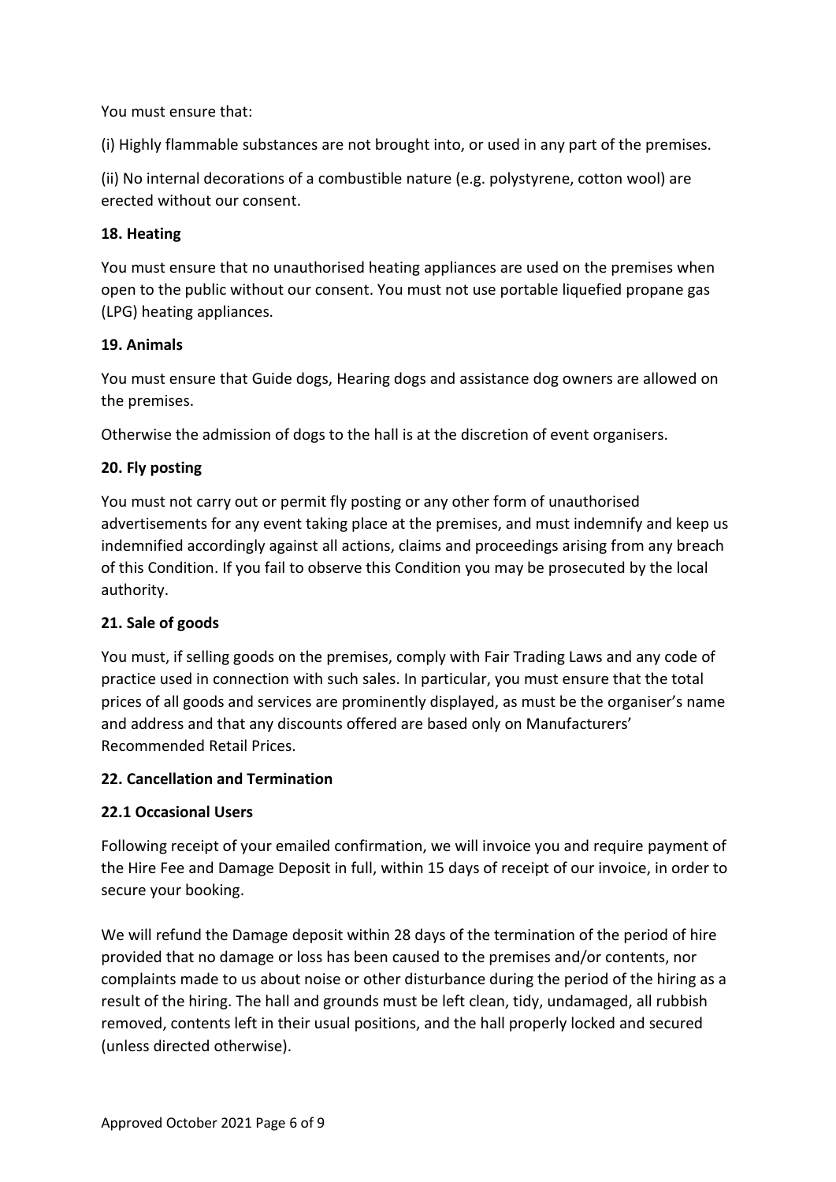You must ensure that:

(i) Highly flammable substances are not brought into, or used in any part of the premises.

(ii) No internal decorations of a combustible nature (e.g. polystyrene, cotton wool) are erected without our consent.

**18. Heating**

You must ensure that no unauthorised heating appliances are used on the premises when open to the public without our consent. You must not use portable liquefied propane gas (LPG) heating appliances.

**19. Animals**

You must ensure that Guide dogs, Hearing dogs and assistance dog owners are allowed on the premises.

Otherwise the admission of dogs to the hall is at the discretion of event organisers.

**20. Fly posting**

You must not carry out or permit fly posting or any other form of unauthorised advertisements for any event taking place at the premises, and must indemnify and keep us indemnified accordingly against all actions, claims and proceedings arising from any breach of this Condition. If you fail to observe this Condition you may be prosecuted by the local authority.

**21. Sale of goods**

You must, if selling goods on the premises, comply with Fair Trading Laws and any code of practice used in connection with such sales. In particular, you must ensure that the total prices of all goods and services are prominently displayed, as must be the organiser's name and address and that any discounts offered are based only on Manufacturers' Recommended Retail Prices.

**22. Cancellation and Termination**

**22.1 Occasional Users**

Following receipt of your emailed confirmation, we will invoice you and require payment of the Hire Fee and Damage Deposit in full, within 15 days of receipt of our invoice, in order to secure your booking.

We will refund the Damage deposit within 28 days of the termination of the period of hire provided that no damage or loss has been caused to the premises and/or contents, nor complaints made to us about noise or other disturbance during the period of the hiring as a result of the hiring. The hall and grounds must be left clean, tidy, undamaged, all rubbish removed, contents left in their usual positions, and the hall properly locked and secured (unless directed otherwise).

Approved October 2021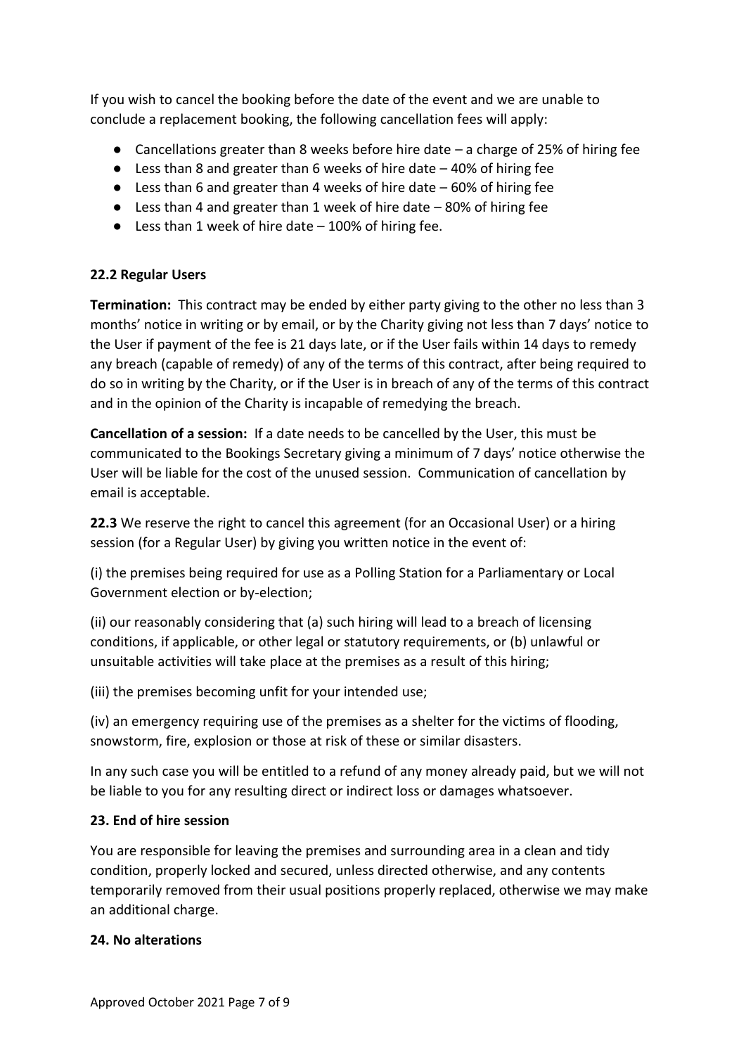If you wish to cancel the booking before the date of the event and we are unable to conclude a replacement booking, the following cancellation fees will apply:

- Cancellations greater than 8 weeks before hire date – a charge of 25% of hiring fee
- Less than 8 and greater than 6 weeks of hire date – 40% of hiring fee
- Less than 6 and greater than 4 weeks of hire date – 60% of hiring fee
- Less than 4 and greater than 1 week of hire date – 80% of hiring fee
- Less than 1 week of hire date – 100% of hiring fee.

### 22.2 Regular Users

**Termination:** This contract may be ended by either party giving to the other no less than 3 months' notice in writing or by email, or by the Charity giving not less than 7 days' notice to the User if payment of the fee is 21 days late, or if the User fails within 14 days to remedy any breach (capable of remedy) of any of the terms of this contract, after being required to do so in writing by the Charity, or if the User is in breach of any of the terms of this contract and in the opinion of the Charity is incapable of remedying the breach.

**Cancellation of a session:** If a date needs to be cancelled by the User, this must be communicated to the Bookings Secretary giving a minimum of 7 days' notice otherwise the User will be liable for the cost of the unused session. Communication of cancellation by email is acceptable.

**22.3** We reserve the right to cancel this agreement (for an Occasional User) or a hiring session (for a Regular User) by giving you written notice in the event of:

(i) the premises being required for use as a Polling Station for a Parliamentary or Local Government election or by-election;

(ii) our reasonably considering that (a) such hiring will lead to a breach of licensing conditions, if applicable, or other legal or statutory requirements, or (b) unlawful or unsuitable activities will take place at the premises as a result of this hiring;

(iii) the premises becoming unfit for your intended use;

(iv) an emergency requiring use of the premises as a shelter for the victims of flooding, snowstorm, fire, explosion or those at risk of these or similar disasters.

In any such case you will be entitled to a refund of any money already paid, but we will not be liable to you for any resulting direct or indirect loss or damages whatsoever.

### 23. End of hire session

You are responsible for leaving the premises and surrounding area in a clean and tidy condition, properly locked and secured, unless directed otherwise, and any contents temporarily removed from their usual positions properly replaced, otherwise we may make an additional charge.

### 24. No alterations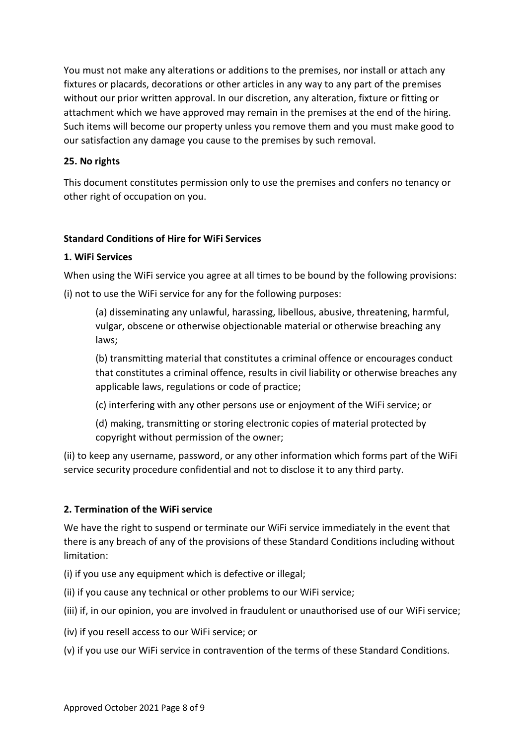You must not make any alterations or additions to the premises, nor install or attach any fixtures or placards, decorations or other articles in any way to any part of the premises without our prior written approval. In our discretion, any alteration, fixture or fitting or attachment which we have approved may remain in the premises at the end of the hiring. Such items will become our property unless you remove them and you must make good to our satisfaction any damage you cause to the premises by such removal.

**25. No rights**

This document constitutes permission only to use the premises and confers no tenancy or other right of occupation on you.

**Standard Conditions of Hire for WiFi Services**

**1. WiFi Services**

When using the WiFi service you agree at all times to be bound by the following provisions:

(i) not to use the WiFi service for any for the following purposes:

> (a) disseminating any unlawful, harassing, libellous, abusive, threatening, harmful, vulgar, obscene or otherwise objectionable material or otherwise breaching any laws;
>
> (b) transmitting material that constitutes a criminal offence or encourages conduct that constitutes a criminal offence, results in civil liability or otherwise breaches any applicable laws, regulations or code of practice;
>
> (c) interfering with any other persons use or enjoyment of the WiFi service; or
>
> (d) making, transmitting or storing electronic copies of material protected by copyright without permission of the owner;

(ii) to keep any username, password, or any other information which forms part of the WiFi service security procedure confidential and not to disclose it to any third party.

**2. Termination of the WiFi service**

We have the right to suspend or terminate our WiFi service immediately in the event that there is any breach of any of the provisions of these Standard Conditions including without limitation:

(i) if you use any equipment which is defective or illegal;

(ii) if you cause any technical or other problems to our WiFi service;

(iii) if, in our opinion, you are involved in fraudulent or unauthorised use of our WiFi service;

(iv) if you resell access to our WiFi service; or

(v) if you use our WiFi service in contravention of the terms of these Standard Conditions.

Approved October 2021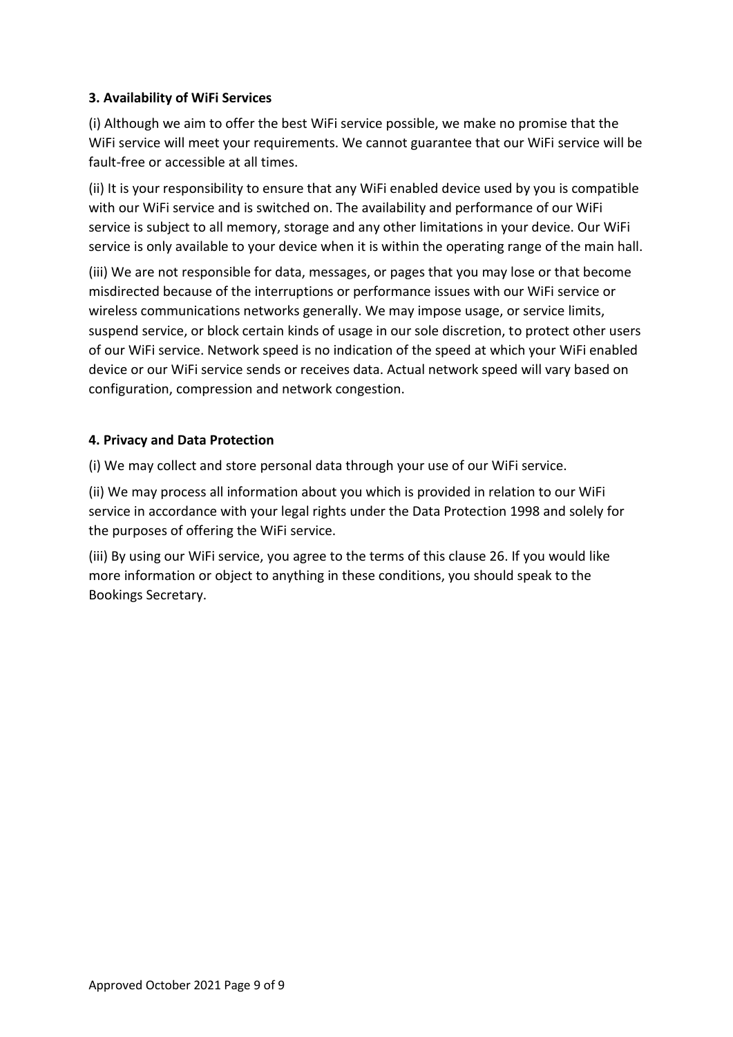### 3. Availability of WiFi Services

(i) Although we aim to offer the best WiFi service possible, we make no promise that the WiFi service will meet your requirements. We cannot guarantee that our WiFi service will be fault-free or accessible at all times.

(ii) It is your responsibility to ensure that any WiFi enabled device used by you is compatible with our WiFi service and is switched on. The availability and performance of our WiFi service is subject to all memory, storage and any other limitations in your device. Our WiFi service is only available to your device when it is within the operating range of the main hall.

(iii) We are not responsible for data, messages, or pages that you may lose or that become misdirected because of the interruptions or performance issues with our WiFi service or wireless communications networks generally. We may impose usage, or service limits, suspend service, or block certain kinds of usage in our sole discretion, to protect other users of our WiFi service. Network speed is no indication of the speed at which your WiFi enabled device or our WiFi service sends or receives data. Actual network speed will vary based on configuration, compression and network congestion.

### 4. Privacy and Data Protection

(i) We may collect and store personal data through your use of our WiFi service.

(ii) We may process all information about you which is provided in relation to our WiFi service in accordance with your legal rights under the Data Protection 1998 and solely for the purposes of offering the WiFi service.

(iii) By using our WiFi service, you agree to the terms of this clause 26. If you would like more information or object to anything in these conditions, you should speak to the Bookings Secretary.

Approved October 2021